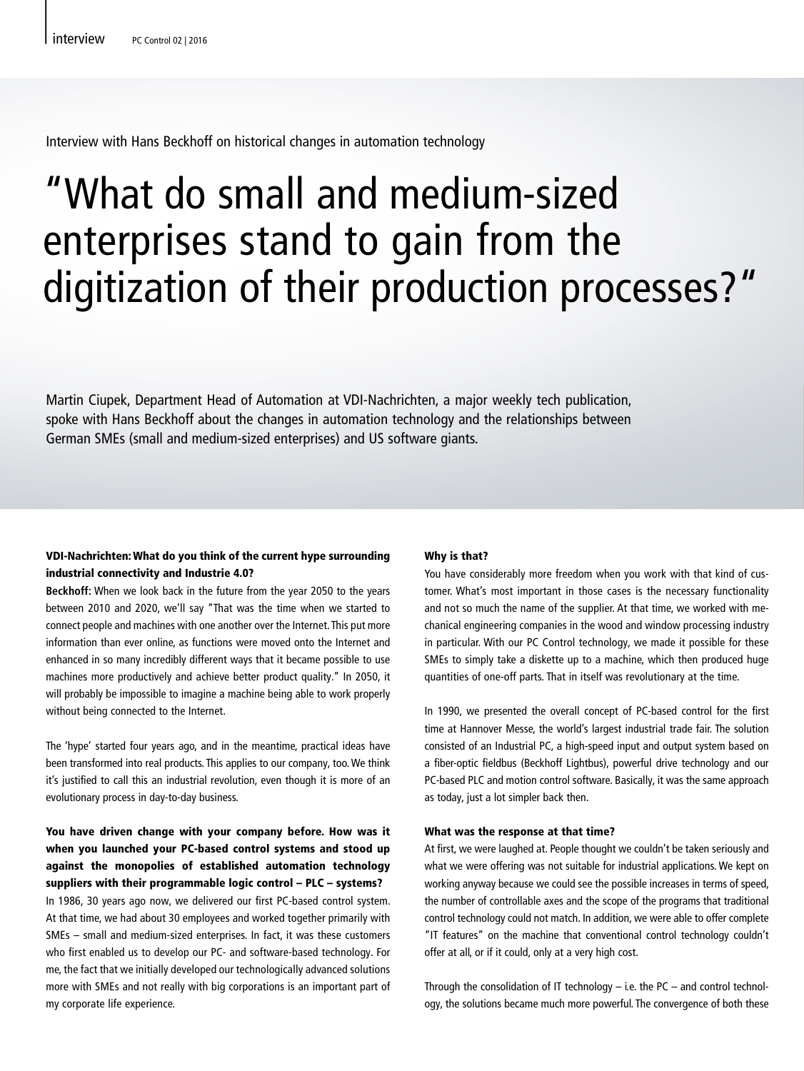Interview with Hans Beckhoff on historical changes in automation technology

# "What do small and medium-sized enterprises stand to gain from the digitization of their production processes?"

Martin Ciupek, Department Head of Automation at VDI-Nachrichten, a major weekly tech publication, spoke with Hans Beckhoff about the changes in automation technology and the relationships between German SMEs (small and medium-sized enterprises) and US software giants.

**VDI-Nachrichten: What do you think of the current hype surrounding industrial connectivity and Industrie 4.0?**

**Beckhoff:** When we look back in the future from the year 2050 to the years between 2010 and 2020, we'll say "That was the time when we started to connect people and machines with one another over the Internet. This put more information than ever online, as functions were moved onto the Internet and enhanced in so many incredibly different ways that it became possible to use machines more productively and achieve better product quality." In 2050, it will probably be impossible to imagine a machine being able to work properly without being connected to the Internet.

The 'hype' started four years ago, and in the meantime, practical ideas have been transformed into real products. This applies to our company, too. We think it's justified to call this an industrial revolution, even though it is more of an evolutionary process in day-to-day business.

**You have driven change with your company before. How was it when you launched your PC-based control systems and stood up against the monopolies of established automation technology suppliers with their programmable logic control – PLC – systems?**

In 1986, 30 years ago now, we delivered our first PC-based control system. At that time, we had about 30 employees and worked together primarily with SMEs – small and medium-sized enterprises. In fact, it was these customers who first enabled us to develop our PC- and software-based technology. For me, the fact that we initially developed our technologically advanced solutions more with SMEs and not really with big corporations is an important part of my corporate life experience.

**Why is that?**

You have considerably more freedom when you work with that kind of customer. What's most important in those cases is the necessary functionality and not so much the name of the supplier. At that time, we worked with mechanical engineering companies in the wood and window processing industry in particular. With our PC Control technology, we made it possible for these SMEs to simply take a diskette up to a machine, which then produced huge quantities of one-off parts. That in itself was revolutionary at the time.

In 1990, we presented the overall concept of PC-based control for the first time at Hannover Messe, the world's largest industrial trade fair. The solution consisted of an Industrial PC, a high-speed input and output system based on a fiber-optic fieldbus (Beckhoff Lightbus), powerful drive technology and our PC-based PLC and motion control software. Basically, it was the same approach as today, just a lot simpler back then.

**What was the response at that time?**

At first, we were laughed at. People thought we couldn't be taken seriously and what we were offering was not suitable for industrial applications. We kept on working anyway because we could see the possible increases in terms of speed, the number of controllable axes and the scope of the programs that traditional control technology could not match. In addition, we were able to offer complete "IT features" on the machine that conventional control technology couldn't offer at all, or if it could, only at a very high cost.

Through the consolidation of IT technology – i.e. the PC – and control technology, the solutions became much more powerful. The convergence of both these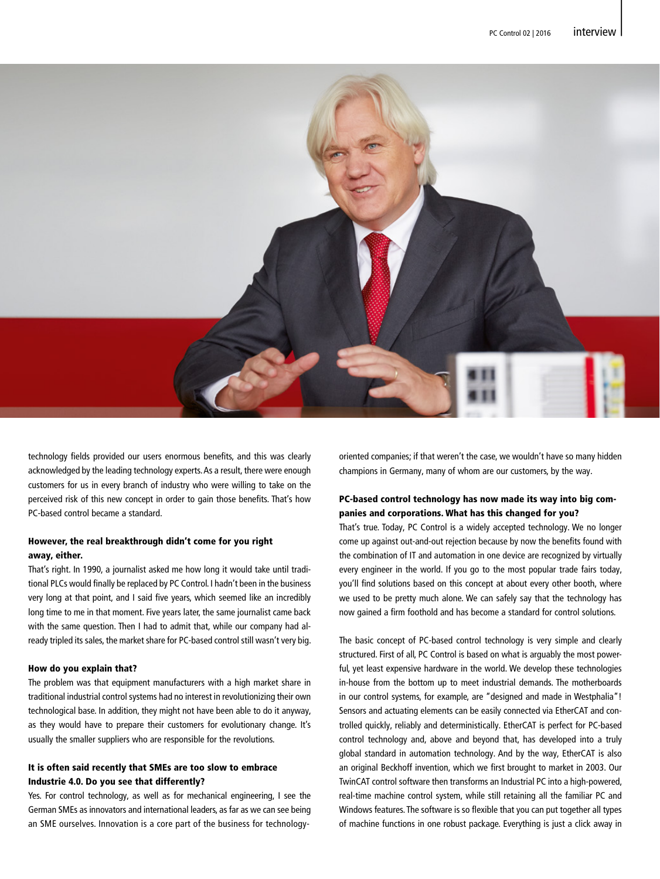technology fields provided our users enormous benefits, and this was clearly acknowledged by the leading technology experts. As a result, there were enough customers for us in every branch of industry who were willing to take on the perceived risk of this new concept in order to gain those benefits. That's how PC-based control became a standard.

**However, the real breakthrough didn't come for you right away, either.**

That's right. In 1990, a journalist asked me how long it would take until traditional PLCs would finally be replaced by PC Control. I hadn't been in the business very long at that point, and I said five years, which seemed like an incredibly long time to me in that moment. Five years later, the same journalist came back with the same question. Then I had to admit that, while our company had already tripled its sales, the market share for PC-based control still wasn't very big.

**How do you explain that?**

The problem was that equipment manufacturers with a high market share in traditional industrial control systems had no interest in revolutionizing their own technological base. In addition, they might not have been able to do it anyway, as they would have to prepare their customers for evolutionary change. It's usually the smaller suppliers who are responsible for the revolutions.

**It is often said recently that SMEs are too slow to embrace Industrie 4.0. Do you see that differently?**

Yes. For control technology, as well as for mechanical engineering, I see the German SMEs as innovators and international leaders, as far as we can see being an SME ourselves. Innovation is a core part of the business for technology-oriented companies; if that weren't the case, we wouldn't have so many hidden champions in Germany, many of whom are our customers, by the way.

**PC-based control technology has now made its way into big companies and corporations. What has this changed for you?**

That's true. Today, PC Control is a widely accepted technology. We no longer come up against out-and-out rejection because by now the benefits found with the combination of IT and automation in one device are recognized by virtually every engineer in the world. If you go to the most popular trade fairs today, you'll find solutions based on this concept at about every other booth, where we used to be pretty much alone. We can safely say that the technology has now gained a firm foothold and has become a standard for control solutions.

The basic concept of PC-based control technology is very simple and clearly structured. First of all, PC Control is based on what is arguably the most powerful, yet least expensive hardware in the world. We develop these technologies in-house from the bottom up to meet industrial demands. The motherboards in our control systems, for example, are "designed and made in Westphalia"! Sensors and actuating elements can be easily connected via EtherCAT and controlled quickly, reliably and deterministically. EtherCAT is perfect for PC-based control technology and, above and beyond that, has developed into a truly global standard in automation technology. And by the way, EtherCAT is also an original Beckhoff invention, which we first brought to market in 2003. Our TwinCAT control software then transforms an Industrial PC into a high-powered, real-time machine control system, while still retaining all the familiar PC and Windows features. The software is so flexible that you can put together all types of machine functions in one robust package. Everything is just a click away in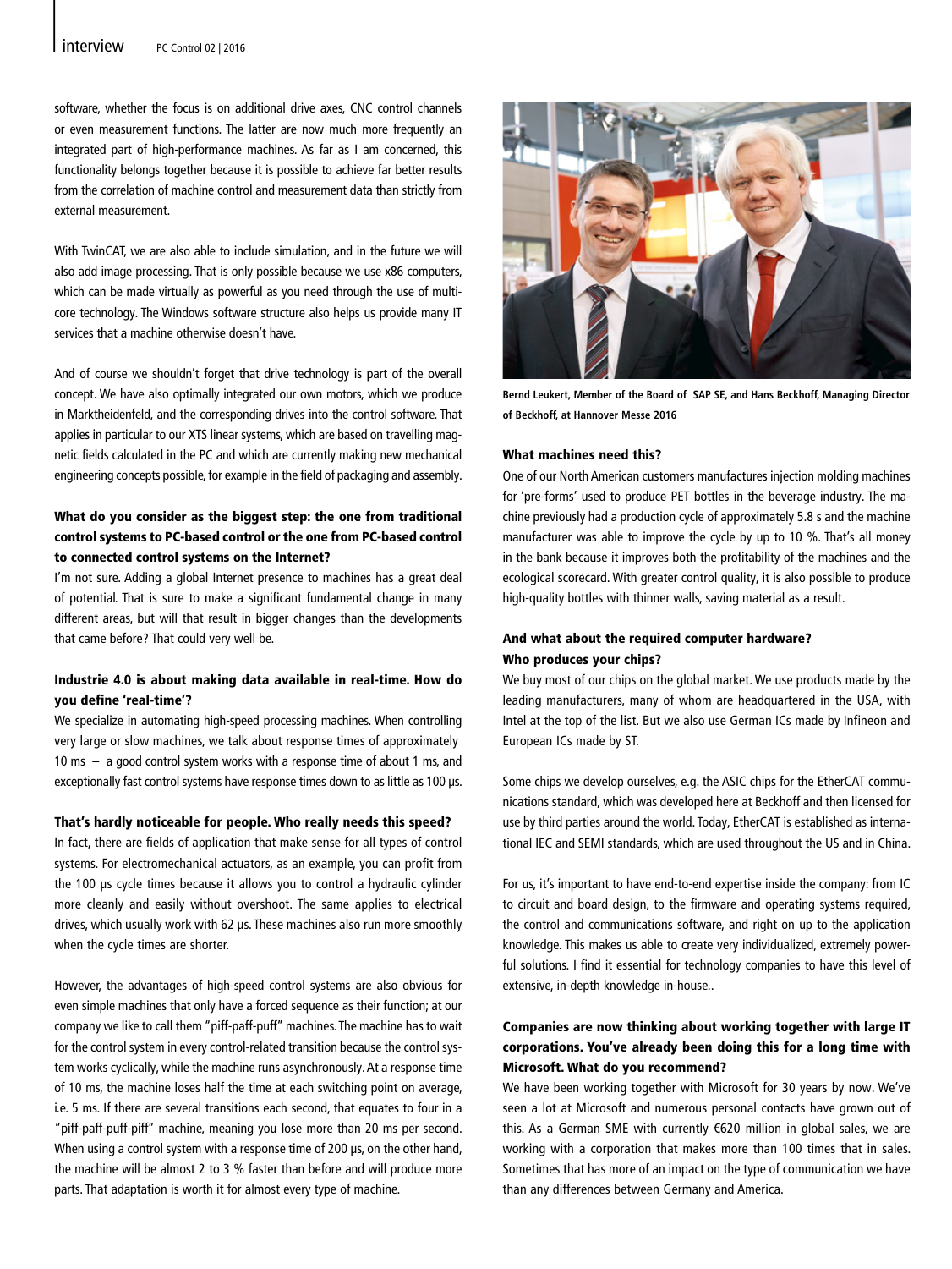software, whether the focus is on additional drive axes, CNC control channels or even measurement functions. The latter are now much more frequently an integrated part of high-performance machines. As far as I am concerned, this functionality belongs together because it is possible to achieve far better results from the correlation of machine control and measurement data than strictly from external measurement.

With TwinCAT, we are also able to include simulation, and in the future we will also add image processing. That is only possible because we use x86 computers, which can be made virtually as powerful as you need through the use of multi-core technology. The Windows software structure also helps us provide many IT services that a machine otherwise doesn't have.

And of course we shouldn't forget that drive technology is part of the overall concept. We have also optimally integrated our own motors, which we produce in Marktheidenfeld, and the corresponding drives into the control software. That applies in particular to our XTS linear systems, which are based on travelling magnetic fields calculated in the PC and which are currently making new mechanical engineering concepts possible, for example in the field of packaging and assembly.

**What do you consider as the biggest step: the one from traditional control systems to PC-based control or the one from PC-based control to connected control systems on the Internet?**

I'm not sure. Adding a global Internet presence to machines has a great deal of potential. That is sure to make a significant fundamental change in many different areas, but will that result in bigger changes than the developments that came before? That could very well be.

**Industrie 4.0 is about making data available in real-time. How do you define 'real-time'?**

We specialize in automating high-speed processing machines. When controlling very large or slow machines, we talk about response times of approximately 10 ms – a good control system works with a response time of about 1 ms, and exceptionally fast control systems have response times down to as little as 100 µs.

**That's hardly noticeable for people. Who really needs this speed?**

In fact, there are fields of application that make sense for all types of control systems. For electromechanical actuators, as an example, you can profit from the 100 µs cycle times because it allows you to control a hydraulic cylinder more cleanly and easily without overshoot. The same applies to electrical drives, which usually work with 62 µs. These machines also run more smoothly when the cycle times are shorter.

However, the advantages of high-speed control systems are also obvious for even simple machines that only have a forced sequence as their function; at our company we like to call them "piff-paff-puff" machines. The machine has to wait for the control system in every control-related transition because the control system works cyclically, while the machine runs asynchronously. At a response time of 10 ms, the machine loses half the time at each switching point on average, i.e. 5 ms. If there are several transitions each second, that equates to four in a "piff-paff-puff-piff" machine, meaning you lose more than 20 ms per second. When using a control system with a response time of 200 µs, on the other hand, the machine will be almost 2 to 3 % faster than before and will produce more parts. That adaptation is worth it for almost every type of machine.

**Bernd Leukert, Member of the Board of SAP SE, and Hans Beckhoff, Managing Director of Beckhoff, at Hannover Messe 2016**

**What machines need this?**

One of our North American customers manufactures injection molding machines for 'pre-forms' used to produce PET bottles in the beverage industry. The machine previously had a production cycle of approximately 5.8 s and the machine manufacturer was able to improve the cycle by up to 10 %. That's all money in the bank because it improves both the profitability of the machines and the ecological scorecard. With greater control quality, it is also possible to produce high-quality bottles with thinner walls, saving material as a result.

**And what about the required computer hardware? Who produces your chips?**

We buy most of our chips on the global market. We use products made by the leading manufacturers, many of whom are headquartered in the USA, with Intel at the top of the list. But we also use German ICs made by Infineon and European ICs made by ST.

Some chips we develop ourselves, e.g. the ASIC chips for the EtherCAT communications standard, which was developed here at Beckhoff and then licensed for use by third parties around the world. Today, EtherCAT is established as international IEC and SEMI standards, which are used throughout the US and in China.

For us, it's important to have end-to-end expertise inside the company: from IC to circuit and board design, to the firmware and operating systems required, the control and communications software, and right on up to the application knowledge. This makes us able to create very individualized, extremely powerful solutions. I find it essential for technology companies to have this level of extensive, in-depth knowledge in-house..

**Companies are now thinking about working together with large IT corporations. You've already been doing this for a long time with Microsoft. What do you recommend?**

We have been working together with Microsoft for 30 years by now. We've seen a lot at Microsoft and numerous personal contacts have grown out of this. As a German SME with currently €620 million in global sales, we are working with a corporation that makes more than 100 times that in sales. Sometimes that has more of an impact on the type of communication we have than any differences between Germany and America.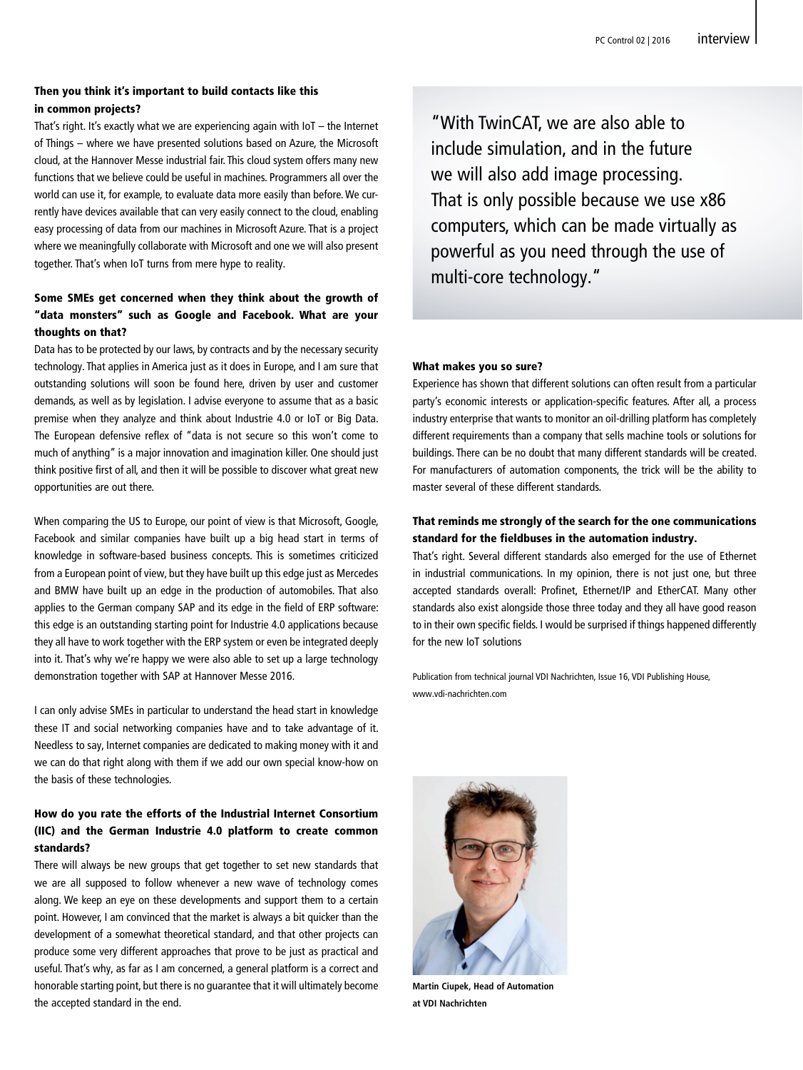**Then you think it's important to build contacts like this in common projects?**

That's right. It's exactly what we are experiencing again with IoT – the Internet of Things – where we have presented solutions based on Azure, the Microsoft cloud, at the Hannover Messe industrial fair. This cloud system offers many new functions that we believe could be useful in machines. Programmers all over the world can use it, for example, to evaluate data more easily than before. We currently have devices available that can very easily connect to the cloud, enabling easy processing of data from our machines in Microsoft Azure. That is a project where we meaningfully collaborate with Microsoft and one we will also present together. That's when IoT turns from mere hype to reality.

**Some SMEs get concerned when they think about the growth of "data monsters" such as Google and Facebook. What are your thoughts on that?**

Data has to be protected by our laws, by contracts and by the necessary security technology. That applies in America just as it does in Europe, and I am sure that outstanding solutions will soon be found here, driven by user and customer demands, as well as by legislation. I advise everyone to assume that as a basic premise when they analyze and think about Industrie 4.0 or IoT or Big Data. The European defensive reflex of "data is not secure so this won't come to much of anything" is a major innovation and imagination killer. One should just think positive first of all, and then it will be possible to discover what great new opportunities are out there.

When comparing the US to Europe, our point of view is that Microsoft, Google, Facebook and similar companies have built up a big head start in terms of knowledge in software-based business concepts. This is sometimes criticized from a European point of view, but they have built up this edge just as Mercedes and BMW have built up an edge in the production of automobiles. That also applies to the German company SAP and its edge in the field of ERP software: this edge is an outstanding starting point for Industrie 4.0 applications because they all have to work together with the ERP system or even be integrated deeply into it. That's why we're happy we were also able to set up a large technology demonstration together with SAP at Hannover Messe 2016.

I can only advise SMEs in particular to understand the head start in knowledge these IT and social networking companies have and to take advantage of it. Needless to say, Internet companies are dedicated to making money with it and we can do that right along with them if we add our own special know-how on the basis of these technologies.

**How do you rate the efforts of the Industrial Internet Consortium (IIC) and the German Industrie 4.0 platform to create common standards?**

There will always be new groups that get together to set new standards that we are all supposed to follow whenever a new wave of technology comes along. We keep an eye on these developments and support them to a certain point. However, I am convinced that the market is always a bit quicker than the development of a somewhat theoretical standard, and that other projects can produce some very different approaches that prove to be just as practical and useful. That's why, as far as I am concerned, a general platform is a correct and honorable starting point, but there is no guarantee that it will ultimately become the accepted standard in the end.

> "With TwinCAT, we are also able to include simulation, and in the future we will also add image processing. That is only possible because we use x86 computers, which can be made virtually as powerful as you need through the use of multi-core technology."

**What makes you so sure?**

Experience has shown that different solutions can often result from a particular party's economic interests or application-specific features. After all, a process industry enterprise that wants to monitor an oil-drilling platform has completely different requirements than a company that sells machine tools or solutions for buildings. There can be no doubt that many different standards will be created. For manufacturers of automation components, the trick will be the ability to master several of these different standards.

**That reminds me strongly of the search for the one communications standard for the fieldbuses in the automation industry.**

That's right. Several different standards also emerged for the use of Ethernet in industrial communications. In my opinion, there is not just one, but three accepted standards overall: Profinet, Ethernet/IP and EtherCAT. Many other standards also exist alongside those three today and they all have good reason to in their own specific fields. I would be surprised if things happened differently for the new IoT solutions

Publication from technical journal VDI Nachrichten, Issue 16, VDI Publishing House, www.vdi-nachrichten.com

**Martin Ciupek, Head of Automation at VDI Nachrichten**